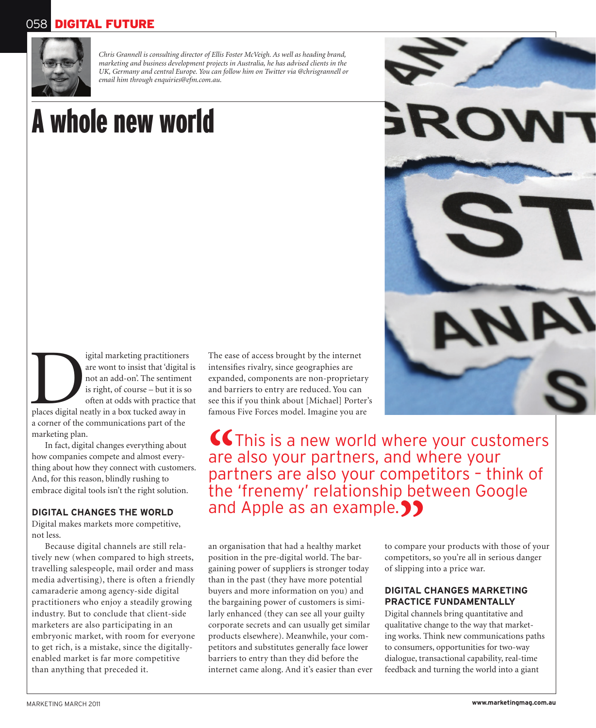*Chris Grannell is consulting director of Ellis Foster McVeigh. As well as heading brand, marketing and business development projects in Australia, he has advised clients in the UK, Germany and central Europe. You can follow him on Twitter via @chrisgrannell or email him through enquiries@efm.com.au.*

# A whole new world

Digital marketing practitioners are wont to insist that 'digital is not an add-on'. The sentiment is right, of course – but it is so often at odds with practice that places digital neatly in a box tucked away in a corner of the communications part of the marketing plan.

In fact, digital changes everything about how companies compete and almost everything about how they connect with customers. And, for this reason, blindly rushing to embrace digital tools isn't the right solution.

## DIGITAL CHANGES THE WORLD

Digital makes markets more competitive, not less.

Because digital channels are still relatively new (when compared to high streets, travelling salespeople, mail order and mass media advertising), there is often a friendly camaraderie among agency-side digital practitioners who enjoy a steadily growing industry. But to conclude that client-side marketers are also participating in an embryonic market, with room for everyone to get rich, is a mistake, since the digitally-enabled market is far more competitive than anything that preceded it.

The ease of access brought by the internet intensifies rivalry, since geographies are expanded, components are non-proprietary and barriers to entry are reduced. You can see this if you think about [Michael] Porter's famous Five Forces model. Imagine you are an organisation that had a healthy market position in the pre-digital world. The bargaining power of suppliers is stronger today than in the past (they have more potential buyers and more information on you) and the bargaining power of customers is similarly enhanced (they can see all your guilty corporate secrets and can usually get similar products elsewhere). Meanwhile, your competitors and substitutes generally face lower barriers to entry than they did before the internet came along. And it's easier than ever to compare your products with those of your competitors, so you're all in serious danger of slipping into a price war.

> "This is a new world where your customers are also your partners, and where your partners are also your competitors – think of the 'frenemy' relationship between Google and Apple as an example."

## DIGITAL CHANGES MARKETING PRACTICE FUNDAMENTALLY

Digital channels bring quantitative and qualitative change to the way that marketing works. Think new communications paths to consumers, opportunities for two-way dialogue, transactional capability, real-time feedback and turning the world into a giant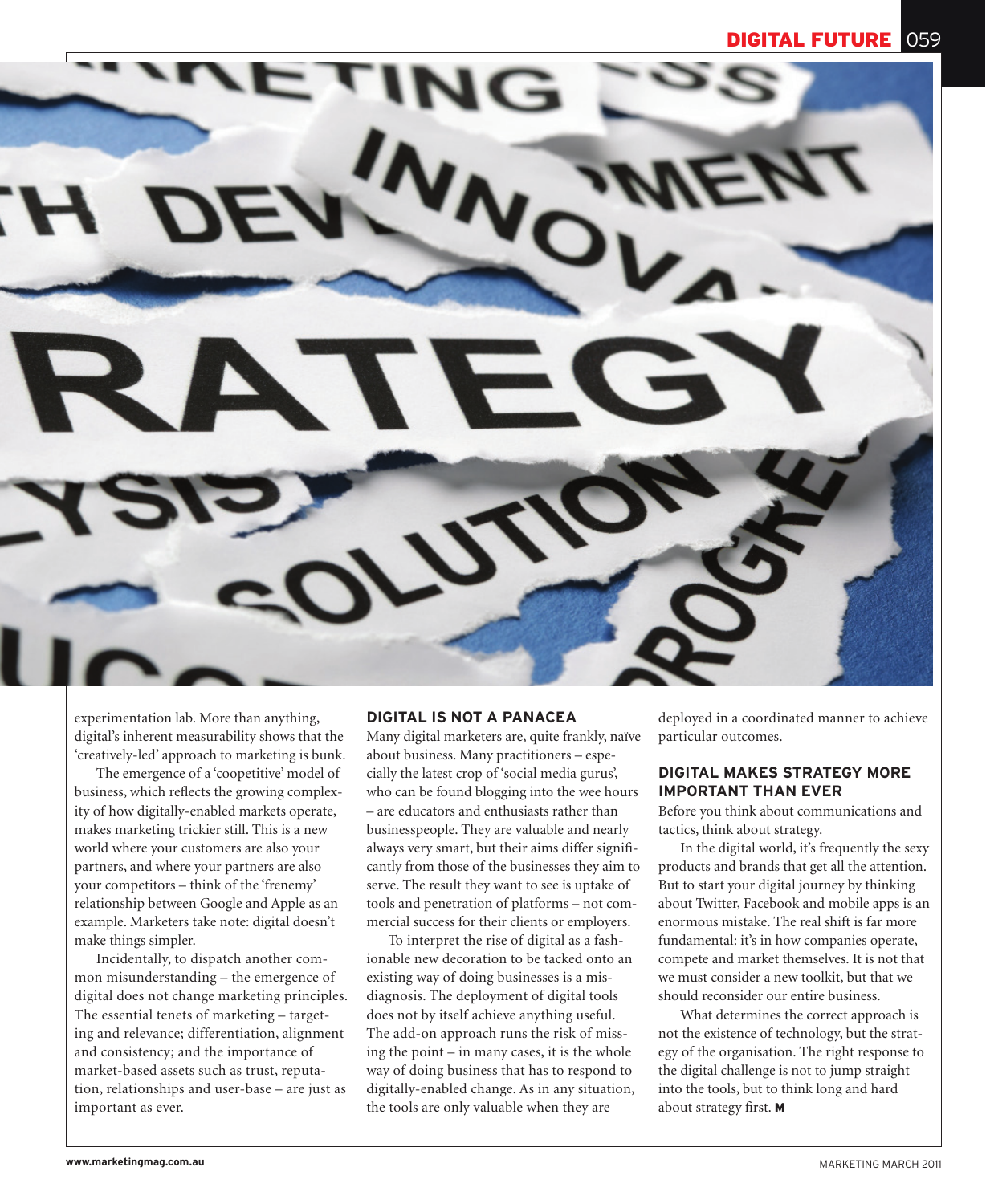experimentation lab. More than anything, digital's inherent measurability shows that the 'creatively-led' approach to marketing is bunk.

The emergence of a 'coopetitive' model of business, which reflects the growing complexity of how digitally-enabled markets operate, makes marketing trickier still. This is a new world where your customers are also your partners, and where your partners are also your competitors – think of the 'frenemy' relationship between Google and Apple as an example. Marketers take note: digital doesn't make things simpler.

Incidentally, to dispatch another common misunderstanding – the emergence of digital does not change marketing principles. The essential tenets of marketing – targeting and relevance; differentiation, alignment and consistency; and the importance of market-based assets such as trust, reputation, relationships and user-base – are just as important as ever.

## DIGITAL IS NOT A PANACEA

Many digital marketers are, quite frankly, naïve about business. Many practitioners – especially the latest crop of 'social media gurus', who can be found blogging into the wee hours – are educators and enthusiasts rather than businesspeople. They are valuable and nearly always very smart, but their aims differ significantly from those of the businesses they aim to serve. The result they want to see is uptake of tools and penetration of platforms – not commercial success for their clients or employers.

To interpret the rise of digital as a fashionable new decoration to be tacked onto an existing way of doing businesses is a misdiagnosis. The deployment of digital tools does not by itself achieve anything useful. The add-on approach runs the risk of missing the point – in many cases, it is the whole way of doing business that has to respond to digitally-enabled change. As in any situation, the tools are only valuable when they are deployed in a coordinated manner to achieve particular outcomes.

## DIGITAL MAKES STRATEGY MORE IMPORTANT THAN EVER

Before you think about communications and tactics, think about strategy.

In the digital world, it's frequently the sexy products and brands that get all the attention. But to start your digital journey by thinking about Twitter, Facebook and mobile apps is an enormous mistake. The real shift is far more fundamental: it's in how companies operate, compete and market themselves. It is not that we must consider a new toolkit, but that we should reconsider our entire business.

What determines the correct approach is not the existence of technology, but the strategy of the organisation. The right response to the digital challenge is not to jump straight into the tools, but to think long and hard about strategy first. **M**